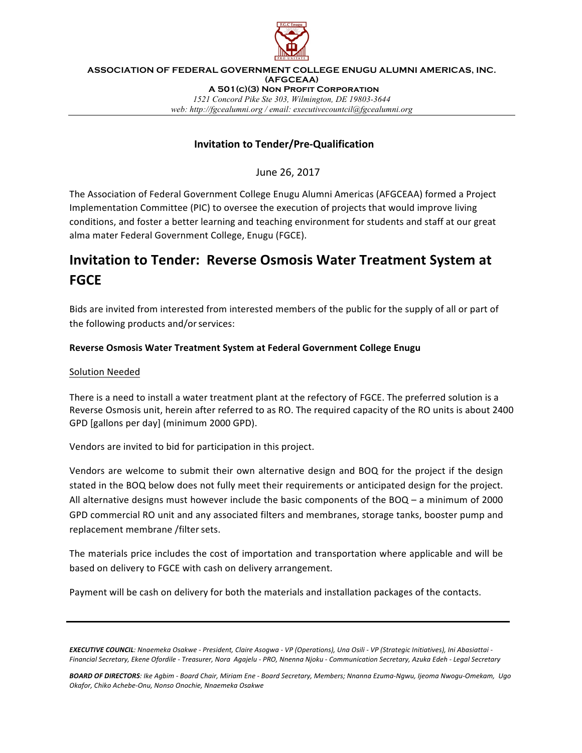**ASSOCIATION OF FEDERAL GOVERNMENT COLLEGE ENUGU ALUMNI AMERICAS, INC.**
**(AFGCEAA)**
**A 501(C)(3) NON PROFIT CORPORATION**
*1521 Concord Pike Ste 303, Wilmington, DE 19803-3644*
*web: http://fgcealumni.org / email: executivecountcil@fgcealumni.org*

---

### Invitation to Tender/Pre-Qualification

June 26, 2017

The Association of Federal Government College Enugu Alumni Americas (AFGCEAA) formed a Project Implementation Committee (PIC) to oversee the execution of projects that would improve living conditions, and foster a better learning and teaching environment for students and staff at our great alma mater Federal Government College, Enugu (FGCE).

# Invitation to Tender: Reverse Osmosis Water Treatment System at FGCE

Bids are invited from interested from interested members of the public for the supply of all or part of the following products and/or services:

**Reverse Osmosis Water Treatment System at Federal Government College Enugu**

Solution Needed

There is a need to install a water treatment plant at the refectory of FGCE. The preferred solution is a Reverse Osmosis unit, herein after referred to as RO. The required capacity of the RO units is about 2400 GPD [gallons per day] (minimum 2000 GPD).

Vendors are invited to bid for participation in this project.

Vendors are welcome to submit their own alternative design and BOQ for the project if the design stated in the BOQ below does not fully meet their requirements or anticipated design for the project. All alternative designs must however include the basic components of the BOQ – a minimum of 2000 GPD commercial RO unit and any associated filters and membranes, storage tanks, booster pump and replacement membrane /filter sets.

The materials price includes the cost of importation and transportation where applicable and will be based on delivery to FGCE with cash on delivery arrangement.

Payment will be cash on delivery for both the materials and installation packages of the contacts.

---

***EXECUTIVE COUNCIL**: Nnaemeka Osakwe - President, Claire Asogwa - VP (Operations), Una Osili - VP (Strategic Initiatives), Ini Abasiattai - Financial Secretary, Ekene Ofordile - Treasurer, Nora Agajelu - PRO, Nnenna Njoku - Communication Secretary, Azuka Edeh - Legal Secretary*

***BOARD OF DIRECTORS**: Ike Agbim - Board Chair, Miriam Ene - Board Secretary, Members; Nnanna Ezuma-Ngwu, Ijeoma Nwogu-Omekam, Ugo Okafor, Chiko Achebe-Onu, Nonso Onochie, Nnaemeka Osakwe*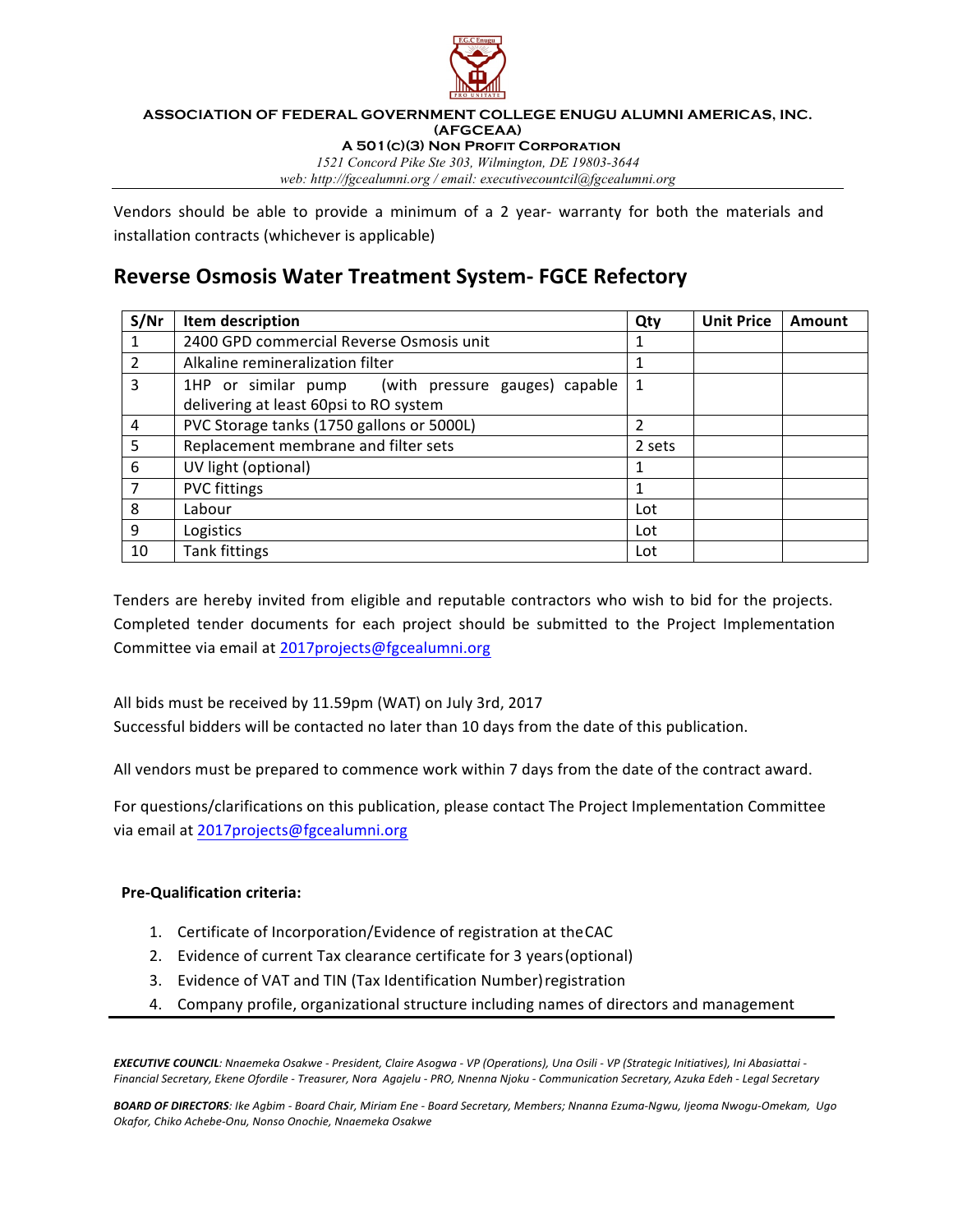Vendors should be able to provide a minimum of a 2 year- warranty for both the materials and installation contracts (whichever is applicable)

## Reverse Osmosis Water Treatment System- FGCE Refectory

| S/Nr | Item description | Qty | Unit Price | Amount |
|---|---|---|---|---|
| 1 | 2400 GPD commercial Reverse Osmosis unit | 1 | | |
| 2 | Alkaline remineralization filter | 1 | | |
| 3 | 1HP or similar pump (with pressure gauges) capable delivering at least 60psi to RO system | 1 | | |
| 4 | PVC Storage tanks (1750 gallons or 5000L) | 2 | | |
| 5 | Replacement membrane and filter sets | 2 sets | | |
| 6 | UV light (optional) | 1 | | |
| 7 | PVC fittings | 1 | | |
| 8 | Labour | Lot | | |
| 9 | Logistics | Lot | | |
| 10 | Tank fittings | Lot | | |

Tenders are hereby invited from eligible and reputable contractors who wish to bid for the projects. Completed tender documents for each project should be submitted to the Project Implementation Committee via email at 2017projects@fgcealumni.org

All bids must be received by 11.59pm (WAT) on July 3rd, 2017
Successful bidders will be contacted no later than 10 days from the date of this publication.

All vendors must be prepared to commence work within 7 days from the date of the contract award.

For questions/clarifications on this publication, please contact The Project Implementation Committee via email at 2017projects@fgcealumni.org

**Pre-Qualification criteria:**

1. Certificate of Incorporation/Evidence of registration at the CAC
2. Evidence of current Tax clearance certificate for 3 years (optional)
3. Evidence of VAT and TIN (Tax Identification Number) registration
4. Company profile, organizational structure including names of directors and management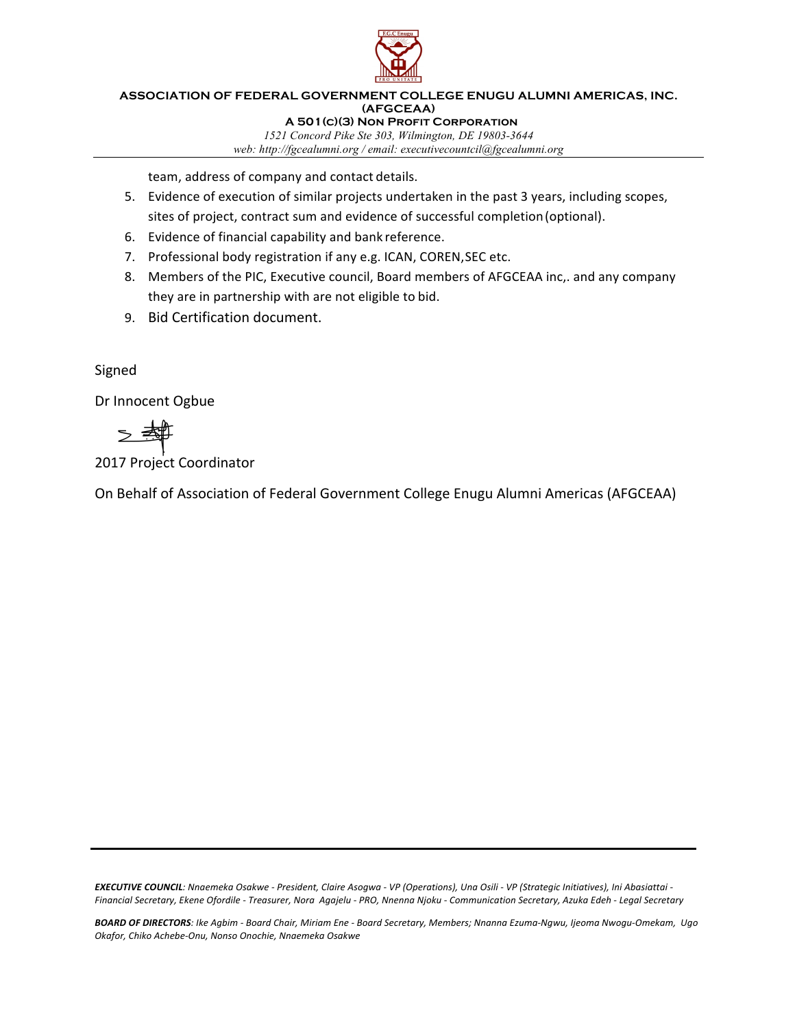team, address of company and contact details.

5. Evidence of execution of similar projects undertaken in the past 3 years, including scopes, sites of project, contract sum and evidence of successful completion (optional).
6. Evidence of financial capability and bank reference.
7. Professional body registration if any e.g. ICAN, COREN, SEC etc.
8. Members of the PIC, Executive council, Board members of AFGCEAA inc,. and any company they are in partnership with are not eligible to bid.
9. Bid Certification document.

Signed

Dr Innocent Ogbue

2017 Project Coordinator

On Behalf of Association of Federal Government College Enugu Alumni Americas (AFGCEAA)